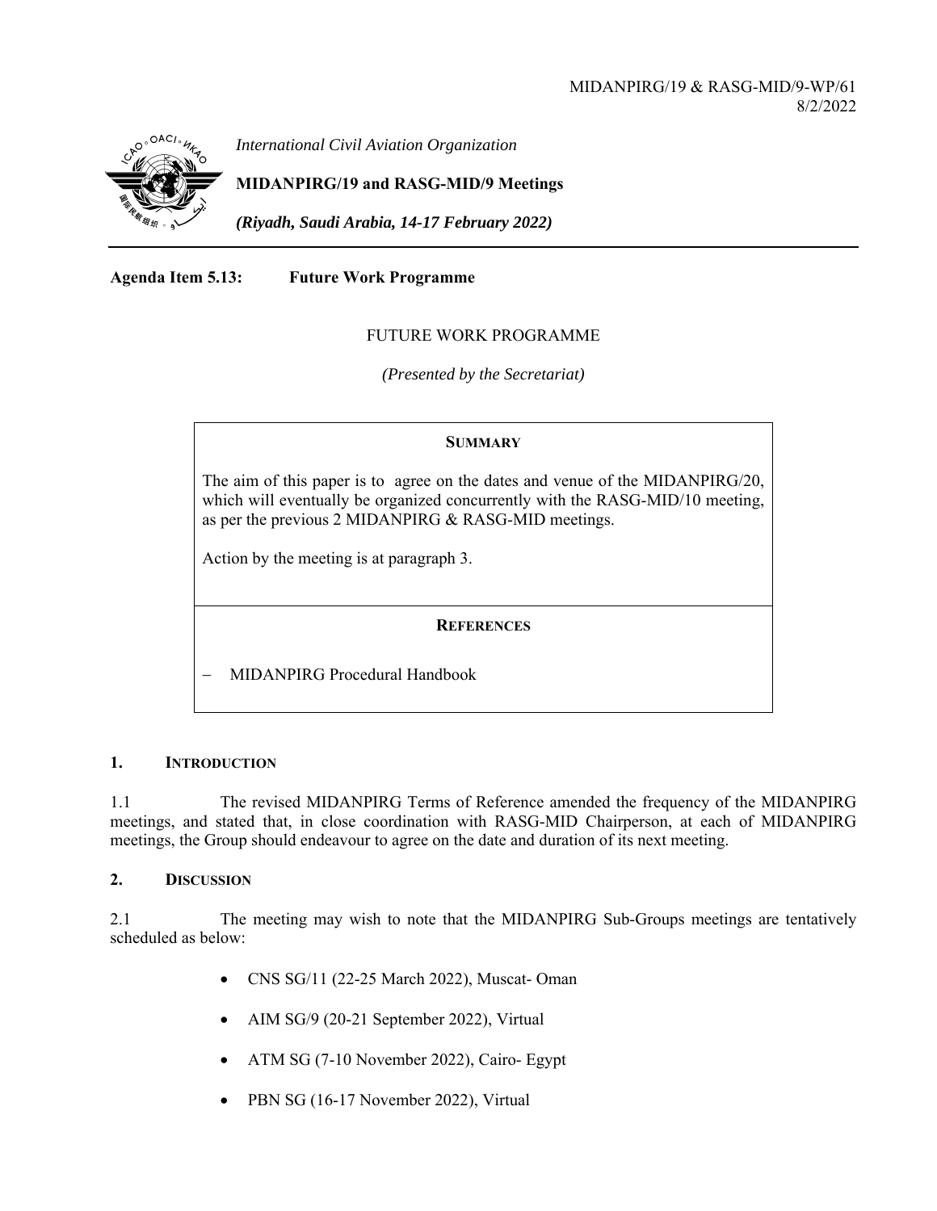MIDANPIRG/19 & RASG-MID/9-WP/61
8/2/2022

*International Civil Aviation Organization*

**MIDANPIRG/19 and RASG-MID/9 Meetings**

***(Riyadh, Saudi Arabia, 14-17 February 2022)***

**Agenda Item 5.13: Future Work Programme**

FUTURE WORK PROGRAMME

*(Presented by the Secretariat)*

**SUMMARY**

The aim of this paper is to agree on the dates and venue of the MIDANPIRG/20, which will eventually be organized concurrently with the RASG-MID/10 meeting, as per the previous 2 MIDANPIRG & RASG-MID meetings.

Action by the meeting is at paragraph 3.

**REFERENCES**

- MIDANPIRG Procedural Handbook

## 1. INTRODUCTION

1.1 The revised MIDANPIRG Terms of Reference amended the frequency of the MIDANPIRG meetings, and stated that, in close coordination with RASG-MID Chairperson, at each of MIDANPIRG meetings, the Group should endeavour to agree on the date and duration of its next meeting.

## 2. DISCUSSION

2.1 The meeting may wish to note that the MIDANPIRG Sub-Groups meetings are tentatively scheduled as below:

- CNS SG/11 (22-25 March 2022), Muscat- Oman
- AIM SG/9 (20-21 September 2022), Virtual
- ATM SG (7-10 November 2022), Cairo- Egypt
- PBN SG (16-17 November 2022), Virtual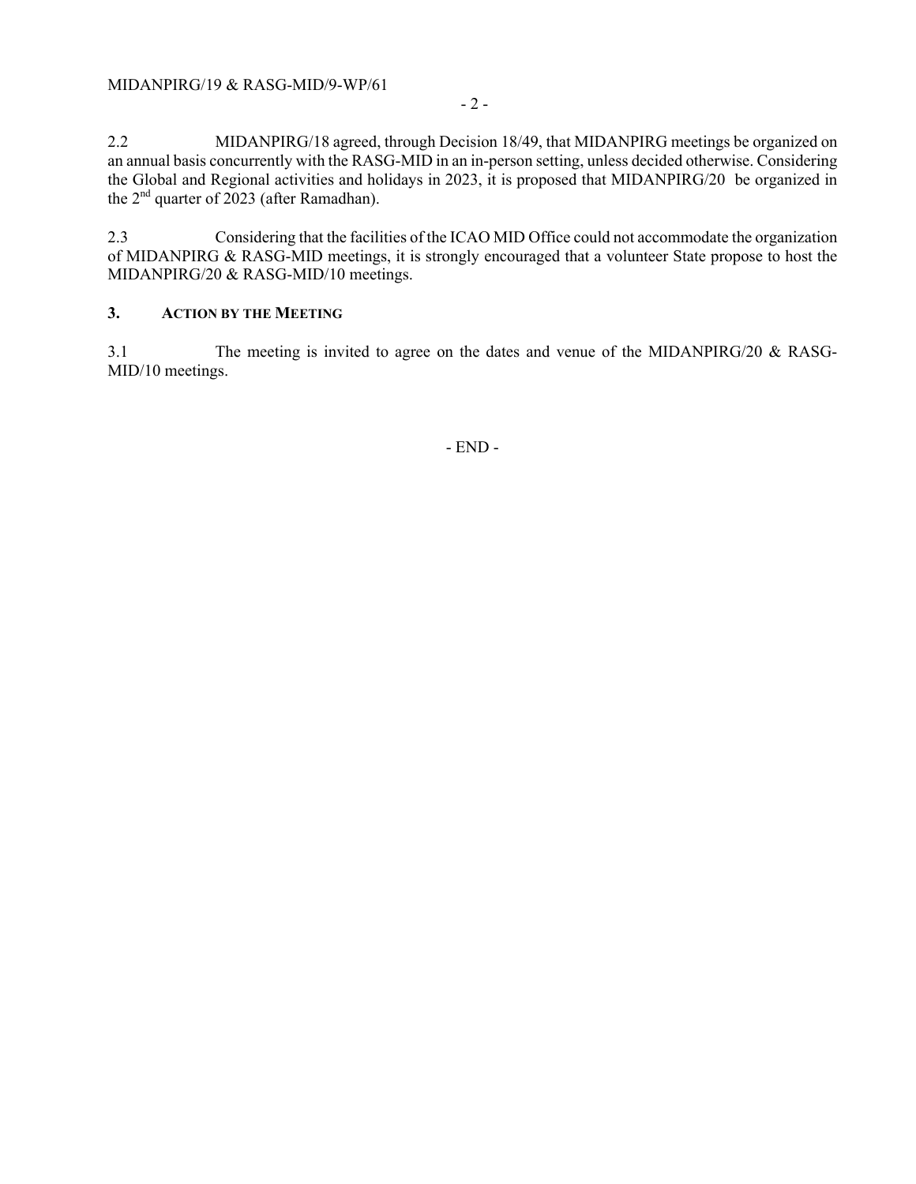2.2 MIDANPIRG/18 agreed, through Decision 18/49, that MIDANPIRG meetings be organized on an annual basis concurrently with the RASG-MID in an in-person setting, unless decided otherwise. Considering the Global and Regional activities and holidays in 2023, it is proposed that MIDANPIRG/20 be organized in the 2nd quarter of 2023 (after Ramadhan).

2.3 Considering that the facilities of the ICAO MID Office could not accommodate the organization of MIDANPIRG & RASG-MID meetings, it is strongly encouraged that a volunteer State propose to host the MIDANPIRG/20 & RASG-MID/10 meetings.

## 3. ACTION BY THE MEETING

3.1 The meeting is invited to agree on the dates and venue of the MIDANPIRG/20 & RASG-MID/10 meetings.

- END -